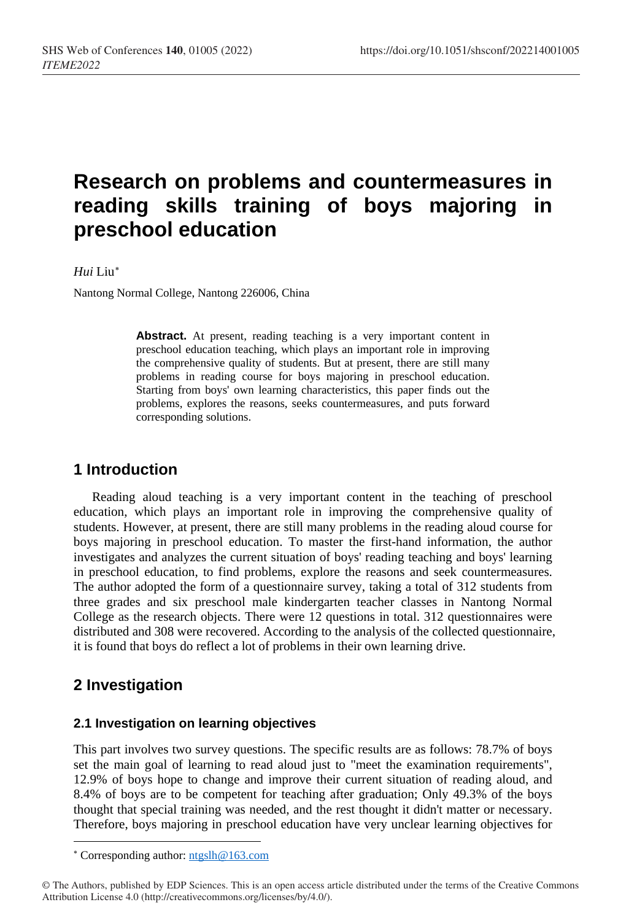# Research on problems and countermeasures in reading skills training of boys majoring in preschool education

*Hui* Liu*

Nantong Normal College, Nantong 226006, China

**Abstract.** At present, reading teaching is a very important content in preschool education teaching, which plays an important role in improving the comprehensive quality of students. But at present, there are still many problems in reading course for boys majoring in preschool education. Starting from boys' own learning characteristics, this paper finds out the problems, explores the reasons, seeks countermeasures, and puts forward corresponding solutions.

## 1 Introduction

Reading aloud teaching is a very important content in the teaching of preschool education, which plays an important role in improving the comprehensive quality of students. However, at present, there are still many problems in the reading aloud course for boys majoring in preschool education. To master the first-hand information, the author investigates and analyzes the current situation of boys' reading teaching and boys' learning in preschool education, to find problems, explore the reasons and seek countermeasures. The author adopted the form of a questionnaire survey, taking a total of 312 students from three grades and six preschool male kindergarten teacher classes in Nantong Normal College as the research objects. There were 12 questions in total. 312 questionnaires were distributed and 308 were recovered. According to the analysis of the collected questionnaire, it is found that boys do reflect a lot of problems in their own learning drive.

## 2 Investigation

### 2.1 Investigation on learning objectives

This part involves two survey questions. The specific results are as follows: 78.7% of boys set the main goal of learning to read aloud just to "meet the examination requirements", 12.9% of boys hope to change and improve their current situation of reading aloud, and 8.4% of boys are to be competent for teaching after graduation; Only 49.3% of the boys thought that special training was needed, and the rest thought it didn't matter or necessary. Therefore, boys majoring in preschool education have very unclear learning objectives for

* Corresponding author: ntgslh@163.com

© The Authors, published by EDP Sciences. This is an open access article distributed under the terms of the Creative Commons Attribution License 4.0 (http://creativecommons.org/licenses/by/4.0/).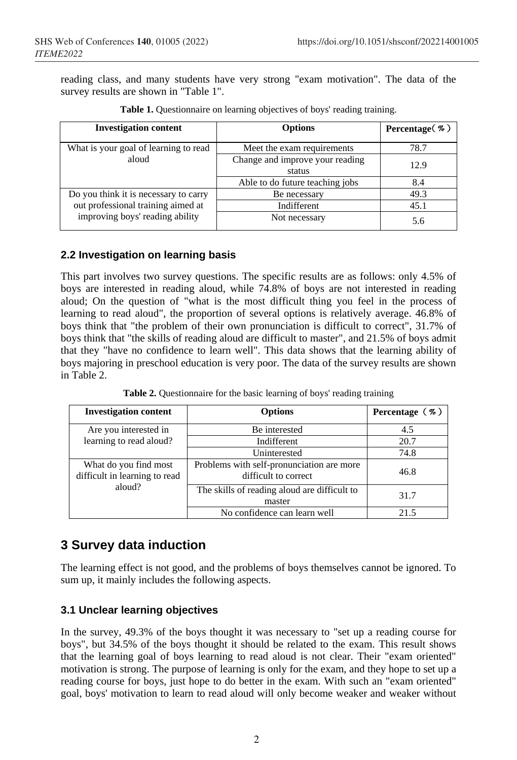reading class, and many students have very strong "exam motivation". The data of the survey results are shown in "Table 1".

**Table 1.** Questionnaire on learning objectives of boys' reading training.

| Investigation content | Options | Percentage（%） |
|---|---|---|
| What is your goal of learning to read aloud | Meet the exam requirements | 78.7 |
| | Change and improve your reading status | 12.9 |
| | Able to do future teaching jobs | 8.4 |
| Do you think it is necessary to carry out professional training aimed at improving boys' reading ability | Be necessary | 49.3 |
| | Indifferent | 45.1 |
| | Not necessary | 5.6 |

### 2.2 Investigation on learning basis

This part involves two survey questions. The specific results are as follows: only 4.5% of boys are interested in reading aloud, while 74.8% of boys are not interested in reading aloud; On the question of "what is the most difficult thing you feel in the process of learning to read aloud", the proportion of several options is relatively average. 46.8% of boys think that "the problem of their own pronunciation is difficult to correct", 31.7% of boys think that "the skills of reading aloud are difficult to master", and 21.5% of boys admit that they "have no confidence to learn well". This data shows that the learning ability of boys majoring in preschool education is very poor. The data of the survey results are shown in Table 2.

**Table 2.** Questionnaire for the basic learning of boys' reading training

| Investigation content | Options | Percentage （%） |
|---|---|---|
| Are you interested in learning to read aloud? | Be interested | 4.5 |
| | Indifferent | 20.7 |
| | Uninterested | 74.8 |
| What do you find most difficult in learning to read aloud? | Problems with self-pronunciation are more difficult to correct | 46.8 |
| | The skills of reading aloud are difficult to master | 31.7 |
| | No confidence can learn well | 21.5 |

## 3 Survey data induction

The learning effect is not good, and the problems of boys themselves cannot be ignored. To sum up, it mainly includes the following aspects.

### 3.1 Unclear learning objectives

In the survey, 49.3% of the boys thought it was necessary to "set up a reading course for boys", but 34.5% of the boys thought it should be related to the exam. This result shows that the learning goal of boys learning to read aloud is not clear. Their "exam oriented" motivation is strong. The purpose of learning is only for the exam, and they hope to set up a reading course for boys, just hope to do better in the exam. With such an "exam oriented" goal, boys' motivation to learn to read aloud will only become weaker and weaker without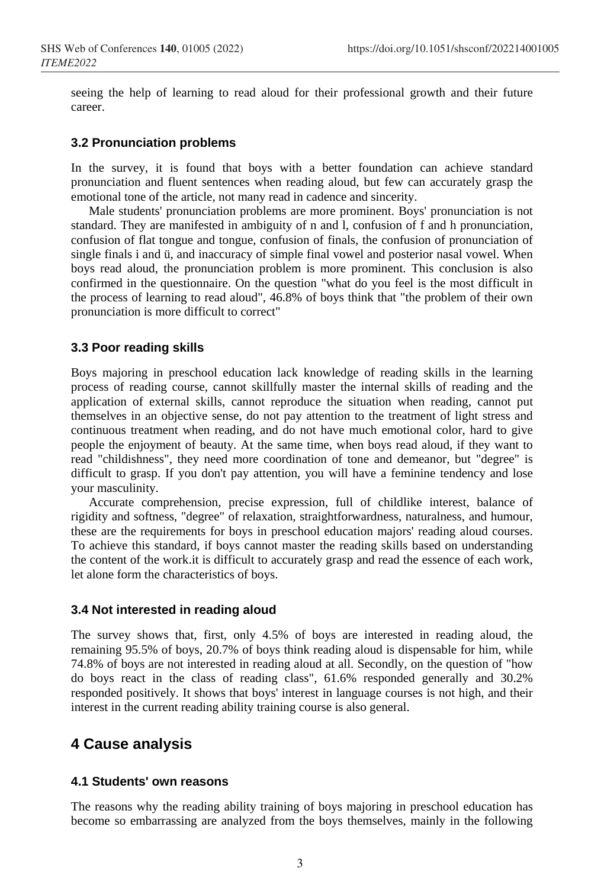seeing the help of learning to read aloud for their professional growth and their future career.

### 3.2 Pronunciation problems

In the survey, it is found that boys with a better foundation can achieve standard pronunciation and fluent sentences when reading aloud, but few can accurately grasp the emotional tone of the article, not many read in cadence and sincerity.

Male students' pronunciation problems are more prominent. Boys' pronunciation is not standard. They are manifested in ambiguity of n and l, confusion of f and h pronunciation, confusion of flat tongue and tongue, confusion of finals, the confusion of pronunciation of single finals i and ü, and inaccuracy of simple final vowel and posterior nasal vowel. When boys read aloud, the pronunciation problem is more prominent. This conclusion is also confirmed in the questionnaire. On the question "what do you feel is the most difficult in the process of learning to read aloud", 46.8% of boys think that "the problem of their own pronunciation is more difficult to correct"

### 3.3 Poor reading skills

Boys majoring in preschool education lack knowledge of reading skills in the learning process of reading course, cannot skillfully master the internal skills of reading and the application of external skills, cannot reproduce the situation when reading, cannot put themselves in an objective sense, do not pay attention to the treatment of light stress and continuous treatment when reading, and do not have much emotional color, hard to give people the enjoyment of beauty. At the same time, when boys read aloud, if they want to read "childishness", they need more coordination of tone and demeanor, but "degree" is difficult to grasp. If you don't pay attention, you will have a feminine tendency and lose your masculinity.

Accurate comprehension, precise expression, full of childlike interest, balance of rigidity and softness, "degree" of relaxation, straightforwardness, naturalness, and humour, these are the requirements for boys in preschool education majors' reading aloud courses. To achieve this standard, if boys cannot master the reading skills based on understanding the content of the work.it is difficult to accurately grasp and read the essence of each work, let alone form the characteristics of boys.

### 3.4 Not interested in reading aloud

The survey shows that, first, only 4.5% of boys are interested in reading aloud, the remaining 95.5% of boys, 20.7% of boys think reading aloud is dispensable for him, while 74.8% of boys are not interested in reading aloud at all. Secondly, on the question of "how do boys react in the class of reading class", 61.6% responded generally and 30.2% responded positively. It shows that boys' interest in language courses is not high, and their interest in the current reading ability training course is also general.

## 4 Cause analysis

### 4.1 Students' own reasons

The reasons why the reading ability training of boys majoring in preschool education has become so embarrassing are analyzed from the boys themselves, mainly in the following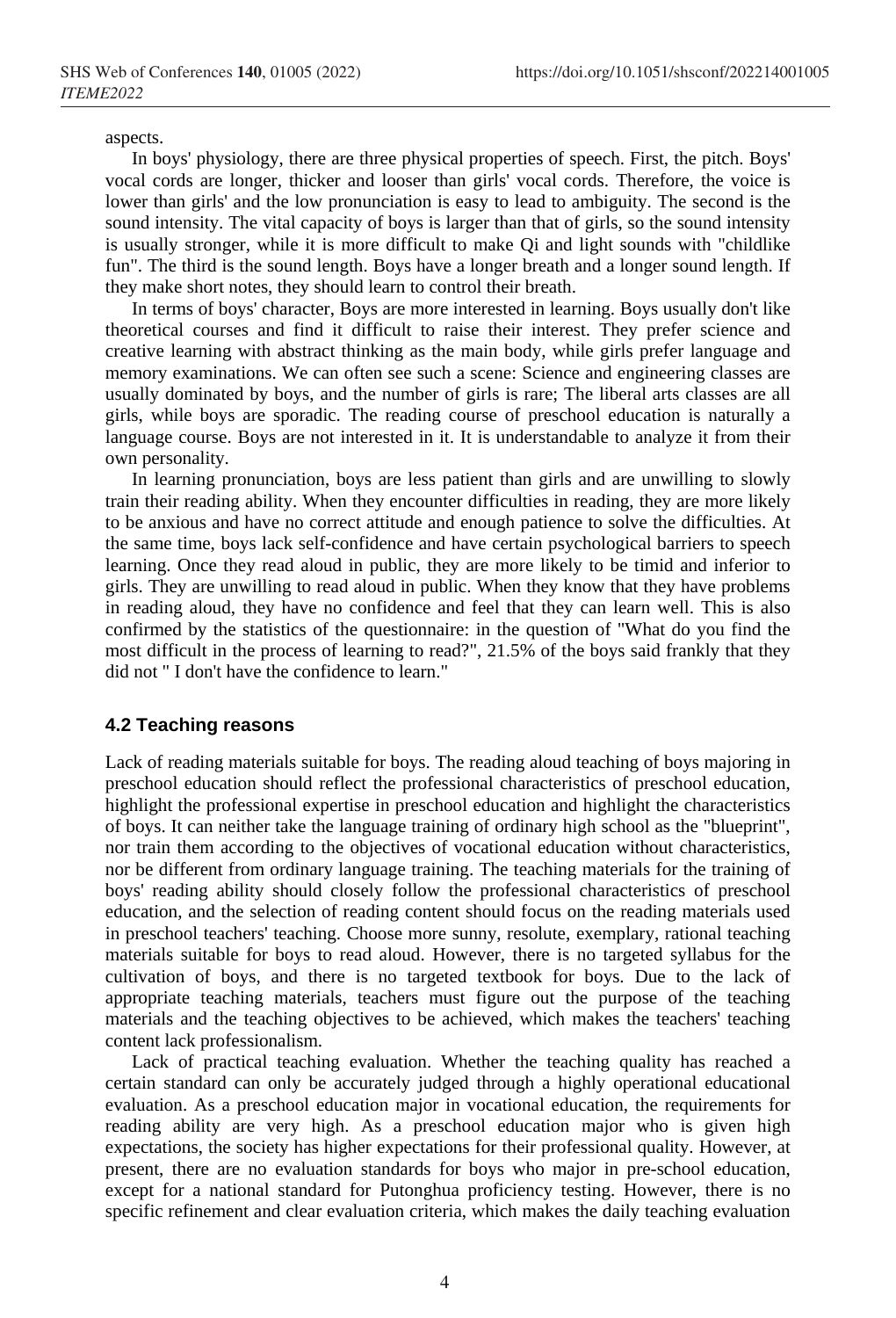aspects.

In boys' physiology, there are three physical properties of speech. First, the pitch. Boys' vocal cords are longer, thicker and looser than girls' vocal cords. Therefore, the voice is lower than girls' and the low pronunciation is easy to lead to ambiguity. The second is the sound intensity. The vital capacity of boys is larger than that of girls, so the sound intensity is usually stronger, while it is more difficult to make Qi and light sounds with "childlike fun". The third is the sound length. Boys have a longer breath and a longer sound length. If they make short notes, they should learn to control their breath.

In terms of boys' character, Boys are more interested in learning. Boys usually don't like theoretical courses and find it difficult to raise their interest. They prefer science and creative learning with abstract thinking as the main body, while girls prefer language and memory examinations. We can often see such a scene: Science and engineering classes are usually dominated by boys, and the number of girls is rare; The liberal arts classes are all girls, while boys are sporadic. The reading course of preschool education is naturally a language course. Boys are not interested in it. It is understandable to analyze it from their own personality.

In learning pronunciation, boys are less patient than girls and are unwilling to slowly train their reading ability. When they encounter difficulties in reading, they are more likely to be anxious and have no correct attitude and enough patience to solve the difficulties. At the same time, boys lack self-confidence and have certain psychological barriers to speech learning. Once they read aloud in public, they are more likely to be timid and inferior to girls. They are unwilling to read aloud in public. When they know that they have problems in reading aloud, they have no confidence and feel that they can learn well. This is also confirmed by the statistics of the questionnaire: in the question of "What do you find the most difficult in the process of learning to read?", 21.5% of the boys said frankly that they did not " I don't have the confidence to learn."

### 4.2 Teaching reasons

Lack of reading materials suitable for boys. The reading aloud teaching of boys majoring in preschool education should reflect the professional characteristics of preschool education, highlight the professional expertise in preschool education and highlight the characteristics of boys. It can neither take the language training of ordinary high school as the "blueprint", nor train them according to the objectives of vocational education without characteristics, nor be different from ordinary language training. The teaching materials for the training of boys' reading ability should closely follow the professional characteristics of preschool education, and the selection of reading content should focus on the reading materials used in preschool teachers' teaching. Choose more sunny, resolute, exemplary, rational teaching materials suitable for boys to read aloud. However, there is no targeted syllabus for the cultivation of boys, and there is no targeted textbook for boys. Due to the lack of appropriate teaching materials, teachers must figure out the purpose of the teaching materials and the teaching objectives to be achieved, which makes the teachers' teaching content lack professionalism.

Lack of practical teaching evaluation. Whether the teaching quality has reached a certain standard can only be accurately judged through a highly operational educational evaluation. As a preschool education major in vocational education, the requirements for reading ability are very high. As a preschool education major who is given high expectations, the society has higher expectations for their professional quality. However, at present, there are no evaluation standards for boys who major in pre-school education, except for a national standard for Putonghua proficiency testing. However, there is no specific refinement and clear evaluation criteria, which makes the daily teaching evaluation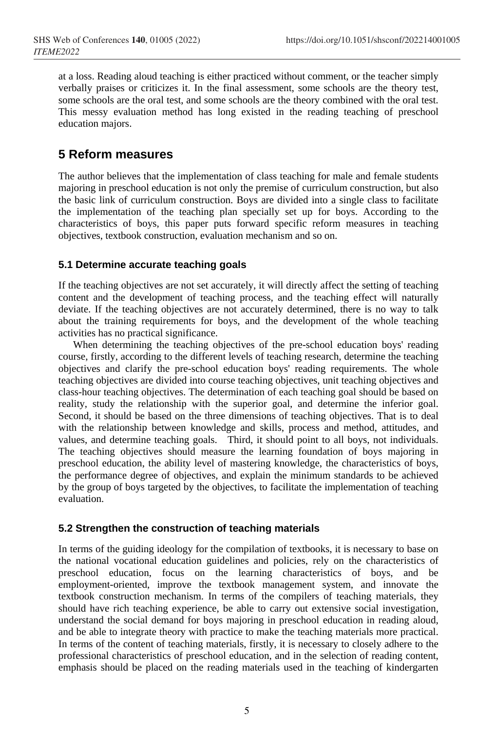at a loss. Reading aloud teaching is either practiced without comment, or the teacher simply verbally praises or criticizes it. In the final assessment, some schools are the theory test, some schools are the oral test, and some schools are the theory combined with the oral test. This messy evaluation method has long existed in the reading teaching of preschool education majors.

## 5 Reform measures

The author believes that the implementation of class teaching for male and female students majoring in preschool education is not only the premise of curriculum construction, but also the basic link of curriculum construction. Boys are divided into a single class to facilitate the implementation of the teaching plan specially set up for boys. According to the characteristics of boys, this paper puts forward specific reform measures in teaching objectives, textbook construction, evaluation mechanism and so on.

### 5.1 Determine accurate teaching goals

If the teaching objectives are not set accurately, it will directly affect the setting of teaching content and the development of teaching process, and the teaching effect will naturally deviate. If the teaching objectives are not accurately determined, there is no way to talk about the training requirements for boys, and the development of the whole teaching activities has no practical significance.

When determining the teaching objectives of the pre-school education boys' reading course, firstly, according to the different levels of teaching research, determine the teaching objectives and clarify the pre-school education boys' reading requirements. The whole teaching objectives are divided into course teaching objectives, unit teaching objectives and class-hour teaching objectives. The determination of each teaching goal should be based on reality, study the relationship with the superior goal, and determine the inferior goal. Second, it should be based on the three dimensions of teaching objectives. That is to deal with the relationship between knowledge and skills, process and method, attitudes, and values, and determine teaching goals. Third, it should point to all boys, not individuals. The teaching objectives should measure the learning foundation of boys majoring in preschool education, the ability level of mastering knowledge, the characteristics of boys, the performance degree of objectives, and explain the minimum standards to be achieved by the group of boys targeted by the objectives, to facilitate the implementation of teaching evaluation.

### 5.2 Strengthen the construction of teaching materials

In terms of the guiding ideology for the compilation of textbooks, it is necessary to base on the national vocational education guidelines and policies, rely on the characteristics of preschool education, focus on the learning characteristics of boys, and be employment-oriented, improve the textbook management system, and innovate the textbook construction mechanism. In terms of the compilers of teaching materials, they should have rich teaching experience, be able to carry out extensive social investigation, understand the social demand for boys majoring in preschool education in reading aloud, and be able to integrate theory with practice to make the teaching materials more practical. In terms of the content of teaching materials, firstly, it is necessary to closely adhere to the professional characteristics of preschool education, and in the selection of reading content, emphasis should be placed on the reading materials used in the teaching of kindergarten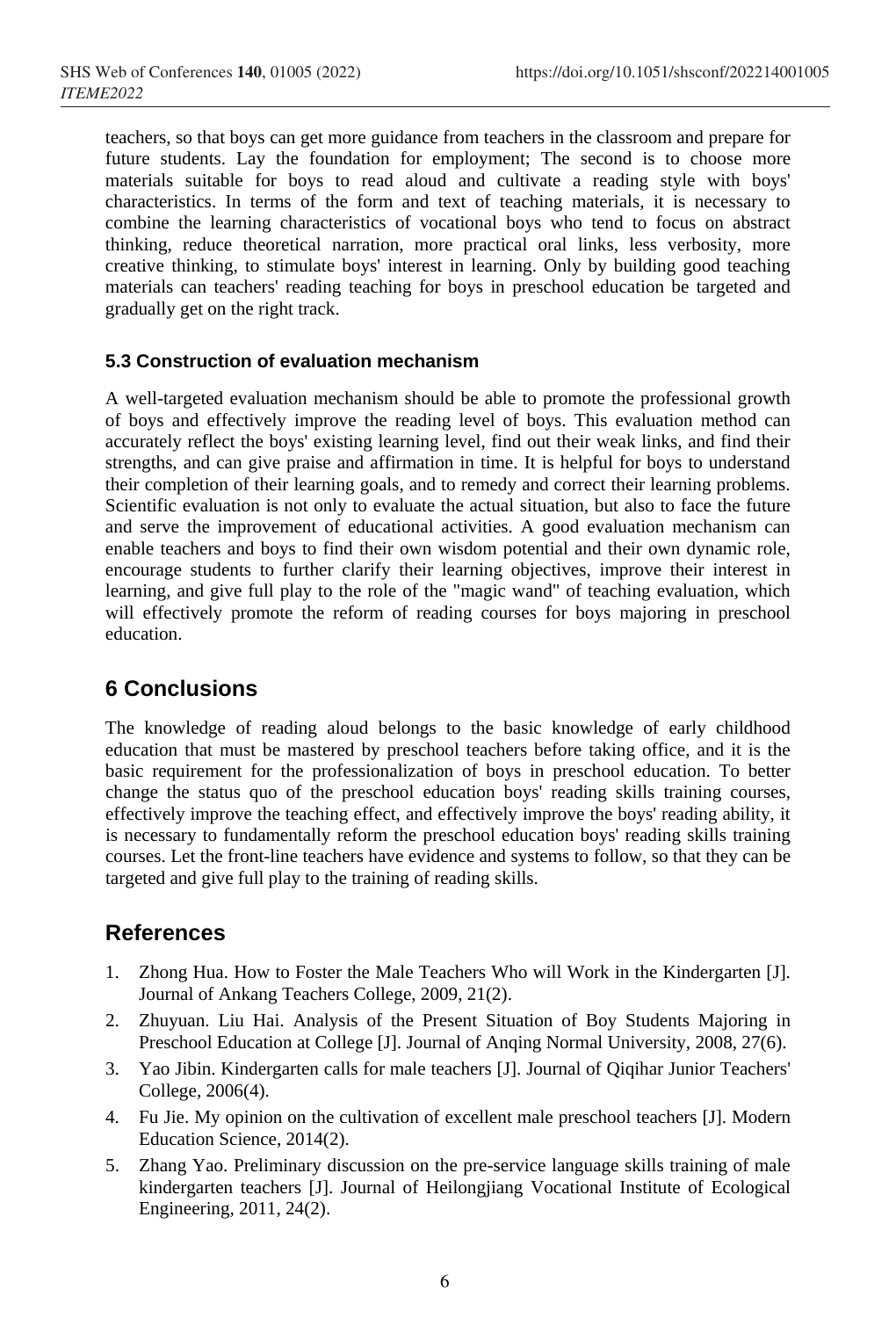teachers, so that boys can get more guidance from teachers in the classroom and prepare for future students. Lay the foundation for employment; The second is to choose more materials suitable for boys to read aloud and cultivate a reading style with boys' characteristics. In terms of the form and text of teaching materials, it is necessary to combine the learning characteristics of vocational boys who tend to focus on abstract thinking, reduce theoretical narration, more practical oral links, less verbosity, more creative thinking, to stimulate boys' interest in learning. Only by building good teaching materials can teachers' reading teaching for boys in preschool education be targeted and gradually get on the right track.

### 5.3 Construction of evaluation mechanism

A well-targeted evaluation mechanism should be able to promote the professional growth of boys and effectively improve the reading level of boys. This evaluation method can accurately reflect the boys' existing learning level, find out their weak links, and find their strengths, and can give praise and affirmation in time. It is helpful for boys to understand their completion of their learning goals, and to remedy and correct their learning problems. Scientific evaluation is not only to evaluate the actual situation, but also to face the future and serve the improvement of educational activities. A good evaluation mechanism can enable teachers and boys to find their own wisdom potential and their own dynamic role, encourage students to further clarify their learning objectives, improve their interest in learning, and give full play to the role of the "magic wand" of teaching evaluation, which will effectively promote the reform of reading courses for boys majoring in preschool education.

## 6 Conclusions

The knowledge of reading aloud belongs to the basic knowledge of early childhood education that must be mastered by preschool teachers before taking office, and it is the basic requirement for the professionalization of boys in preschool education. To better change the status quo of the preschool education boys' reading skills training courses, effectively improve the teaching effect, and effectively improve the boys' reading ability, it is necessary to fundamentally reform the preschool education boys' reading skills training courses. Let the front-line teachers have evidence and systems to follow, so that they can be targeted and give full play to the training of reading skills.

## References

1. Zhong Hua. How to Foster the Male Teachers Who will Work in the Kindergarten [J]. Journal of Ankang Teachers College, 2009, 21(2).
2. Zhuyuan. Liu Hai. Analysis of the Present Situation of Boy Students Majoring in Preschool Education at College [J]. Journal of Anqing Normal University, 2008, 27(6).
3. Yao Jibin. Kindergarten calls for male teachers [J]. Journal of Qiqihar Junior Teachers' College, 2006(4).
4. Fu Jie. My opinion on the cultivation of excellent male preschool teachers [J]. Modern Education Science, 2014(2).
5. Zhang Yao. Preliminary discussion on the pre-service language skills training of male kindergarten teachers [J]. Journal of Heilongjiang Vocational Institute of Ecological Engineering, 2011, 24(2).